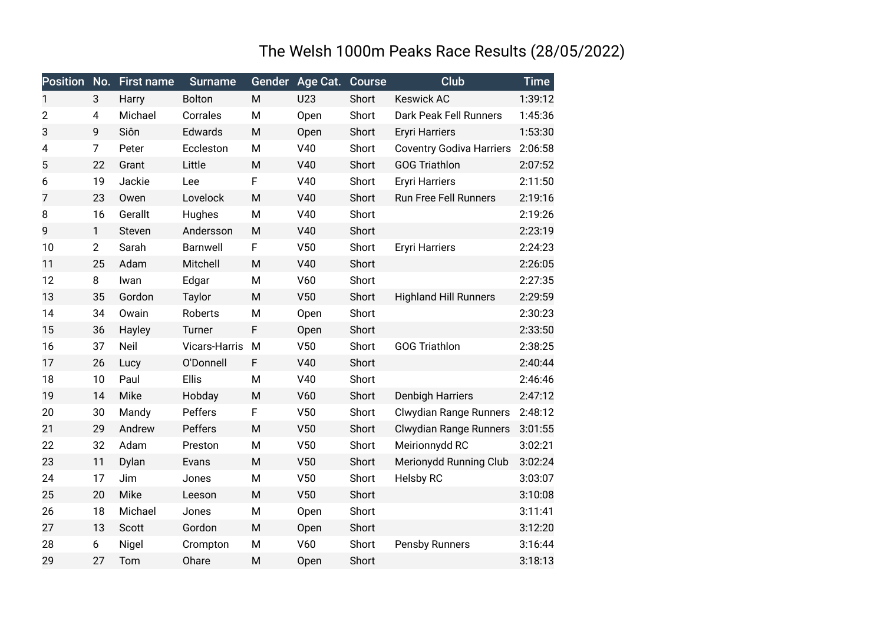# The Welsh 1000m Peaks Race Results (28/05/2022)

| Position | No. | First name | Surname | Gender | Age Cat. | Course | Club | Time |
|---|---|---|---|---|---|---|---|---|
| 1 | 3 | Harry | Bolton | M | U23 | Short | Keswick AC | 1:39:12 |
| 2 | 4 | Michael | Corrales | M | Open | Short | Dark Peak Fell Runners | 1:45:36 |
| 3 | 9 | Siôn | Edwards | M | Open | Short | Eryri Harriers | 1:53:30 |
| 4 | 7 | Peter | Eccleston | M | V40 | Short | Coventry Godiva Harriers | 2:06:58 |
| 5 | 22 | Grant | Little | M | V40 | Short | GOG Triathlon | 2:07:52 |
| 6 | 19 | Jackie | Lee | F | V40 | Short | Eryri Harriers | 2:11:50 |
| 7 | 23 | Owen | Lovelock | M | V40 | Short | Run Free Fell Runners | 2:19:16 |
| 8 | 16 | Gerallt | Hughes | M | V40 | Short | | 2:19:26 |
| 9 | 1 | Steven | Andersson | M | V40 | Short | | 2:23:19 |
| 10 | 2 | Sarah | Barnwell | F | V50 | Short | Eryri Harriers | 2:24:23 |
| 11 | 25 | Adam | Mitchell | M | V40 | Short | | 2:26:05 |
| 12 | 8 | Iwan | Edgar | M | V60 | Short | | 2:27:35 |
| 13 | 35 | Gordon | Taylor | M | V50 | Short | Highland Hill Runners | 2:29:59 |
| 14 | 34 | Owain | Roberts | M | Open | Short | | 2:30:23 |
| 15 | 36 | Hayley | Turner | F | Open | Short | | 2:33:50 |
| 16 | 37 | Neil | Vicars-Harris | M | V50 | Short | GOG Triathlon | 2:38:25 |
| 17 | 26 | Lucy | O'Donnell | F | V40 | Short | | 2:40:44 |
| 18 | 10 | Paul | Ellis | M | V40 | Short | | 2:46:46 |
| 19 | 14 | Mike | Hobday | M | V60 | Short | Denbigh Harriers | 2:47:12 |
| 20 | 30 | Mandy | Peffers | F | V50 | Short | Clwydian Range Runners | 2:48:12 |
| 21 | 29 | Andrew | Peffers | M | V50 | Short | Clwydian Range Runners | 3:01:55 |
| 22 | 32 | Adam | Preston | M | V50 | Short | Meirionnydd RC | 3:02:21 |
| 23 | 11 | Dylan | Evans | M | V50 | Short | Merionydd Running Club | 3:02:24 |
| 24 | 17 | Jim | Jones | M | V50 | Short | Helsby RC | 3:03:07 |
| 25 | 20 | Mike | Leeson | M | V50 | Short | | 3:10:08 |
| 26 | 18 | Michael | Jones | M | Open | Short | | 3:11:41 |
| 27 | 13 | Scott | Gordon | M | Open | Short | | 3:12:20 |
| 28 | 6 | Nigel | Crompton | M | V60 | Short | Pensby Runners | 3:16:44 |
| 29 | 27 | Tom | Ohare | M | Open | Short | | 3:18:13 |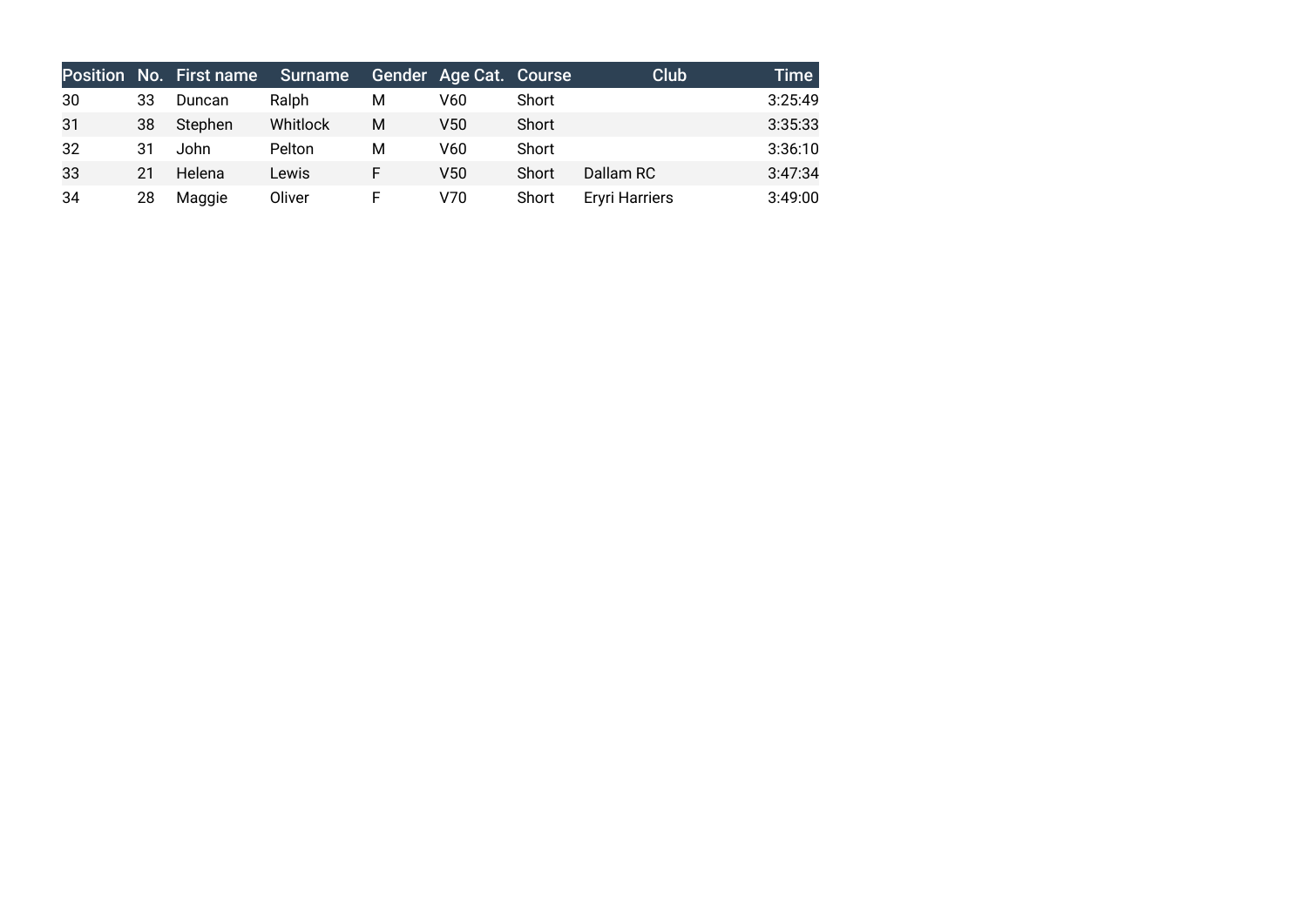| Position | No. | First name | Surname | Gender | Age Cat. | Course | Club | Time |
|---|---|---|---|---|---|---|---|---|
| 30 | 33 | Duncan | Ralph | M | V60 | Short | | 3:25:49 |
| 31 | 38 | Stephen | Whitlock | M | V50 | Short | | 3:35:33 |
| 32 | 31 | John | Pelton | M | V60 | Short | | 3:36:10 |
| 33 | 21 | Helena | Lewis | F | V50 | Short | Dallam RC | 3:47:34 |
| 34 | 28 | Maggie | Oliver | F | V70 | Short | Eryri Harriers | 3:49:00 |